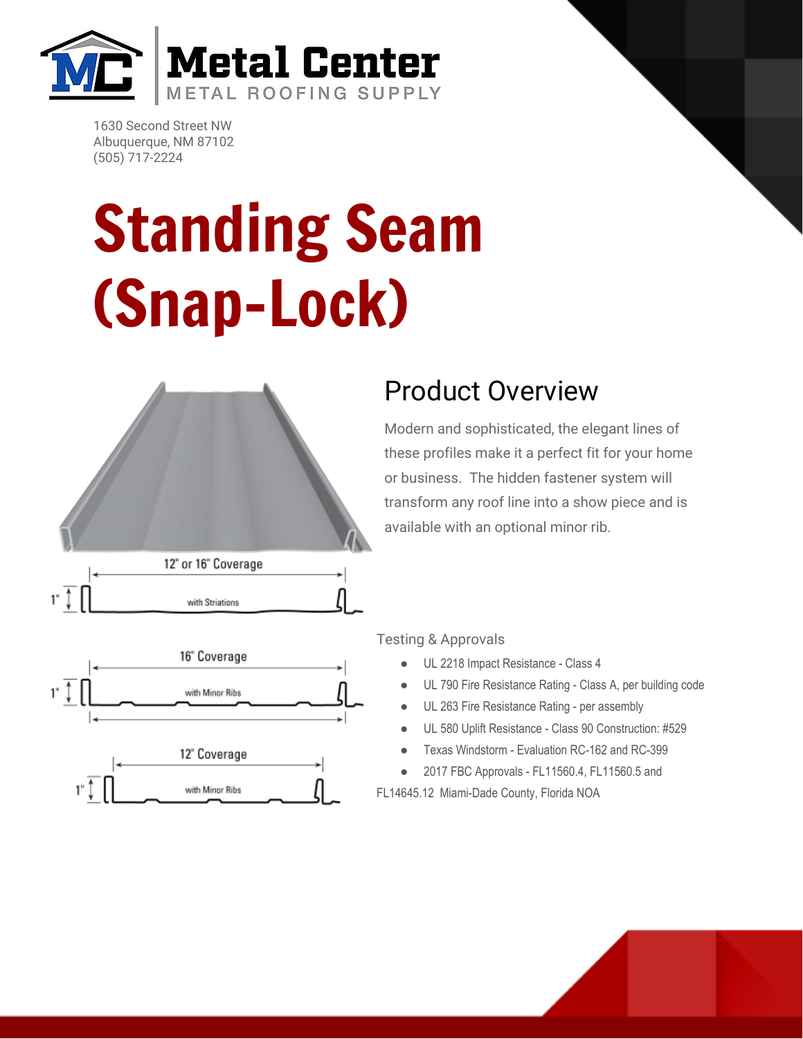Metal Center

METAL ROOFING SUPPLY

1630 Second Street NW
Albuquerque, NM 87102
(505) 717-2224

# Standing Seam (Snap-Lock)

## Product Overview

Modern and sophisticated, the elegant lines of these profiles make it a perfect fit for your home or business. The hidden fastener system will transform any roof line into a show piece and is available with an optional minor rib.

12" or 16" Coverage

1"

with Striations

16" Coverage

1"

with Minor Ribs

12" Coverage

1"

with Minor Ribs

### Testing & Approvals

- UL 2218 Impact Resistance - Class 4
- UL 790 Fire Resistance Rating - Class A, per building code
- UL 263 Fire Resistance Rating - per assembly
- UL 580 Uplift Resistance - Class 90 Construction: #529
- Texas Windstorm - Evaluation RC-162 and RC-399
- 2017 FBC Approvals - FL11560.4, FL11560.5 and FL14645.12 Miami-Dade County, Florida NOA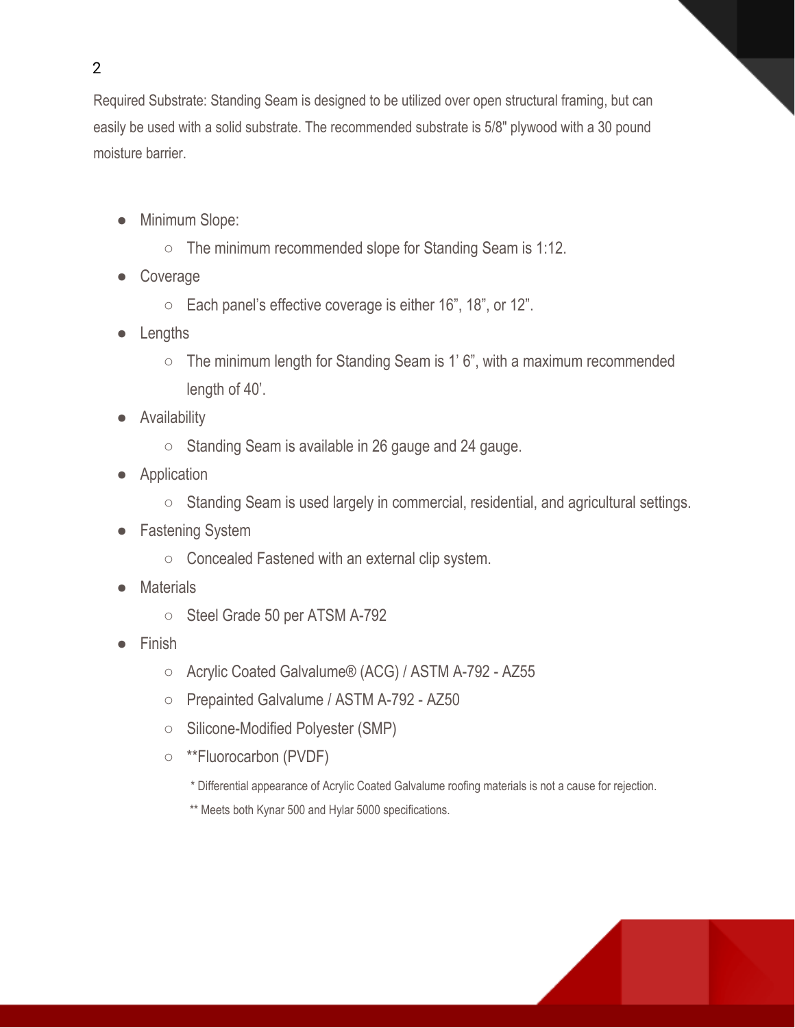Required Substrate: Standing Seam is designed to be utilized over open structural framing, but can easily be used with a solid substrate. The recommended substrate is 5/8" plywood with a 30 pound moisture barrier.

- Minimum Slope:
  - The minimum recommended slope for Standing Seam is 1:12.
- Coverage
  - Each panel's effective coverage is either 16", 18", or 12".
- Lengths
  - The minimum length for Standing Seam is 1' 6", with a maximum recommended length of 40'.
- Availability
  - Standing Seam is available in 26 gauge and 24 gauge.
- Application
  - Standing Seam is used largely in commercial, residential, and agricultural settings.
- Fastening System
  - Concealed Fastened with an external clip system.
- Materials
  - Steel Grade 50 per ATSM A-792
- Finish
  - Acrylic Coated Galvalume® (ACG) / ASTM A-792 - AZ55
  - Prepainted Galvalume / ASTM A-792 - AZ50
  - Silicone-Modified Polyester (SMP)
  - **Fluorocarbon (PVDF)

* Differential appearance of Acrylic Coated Galvalume roofing materials is not a cause for rejection.

** Meets both Kynar 500 and Hylar 5000 specifications.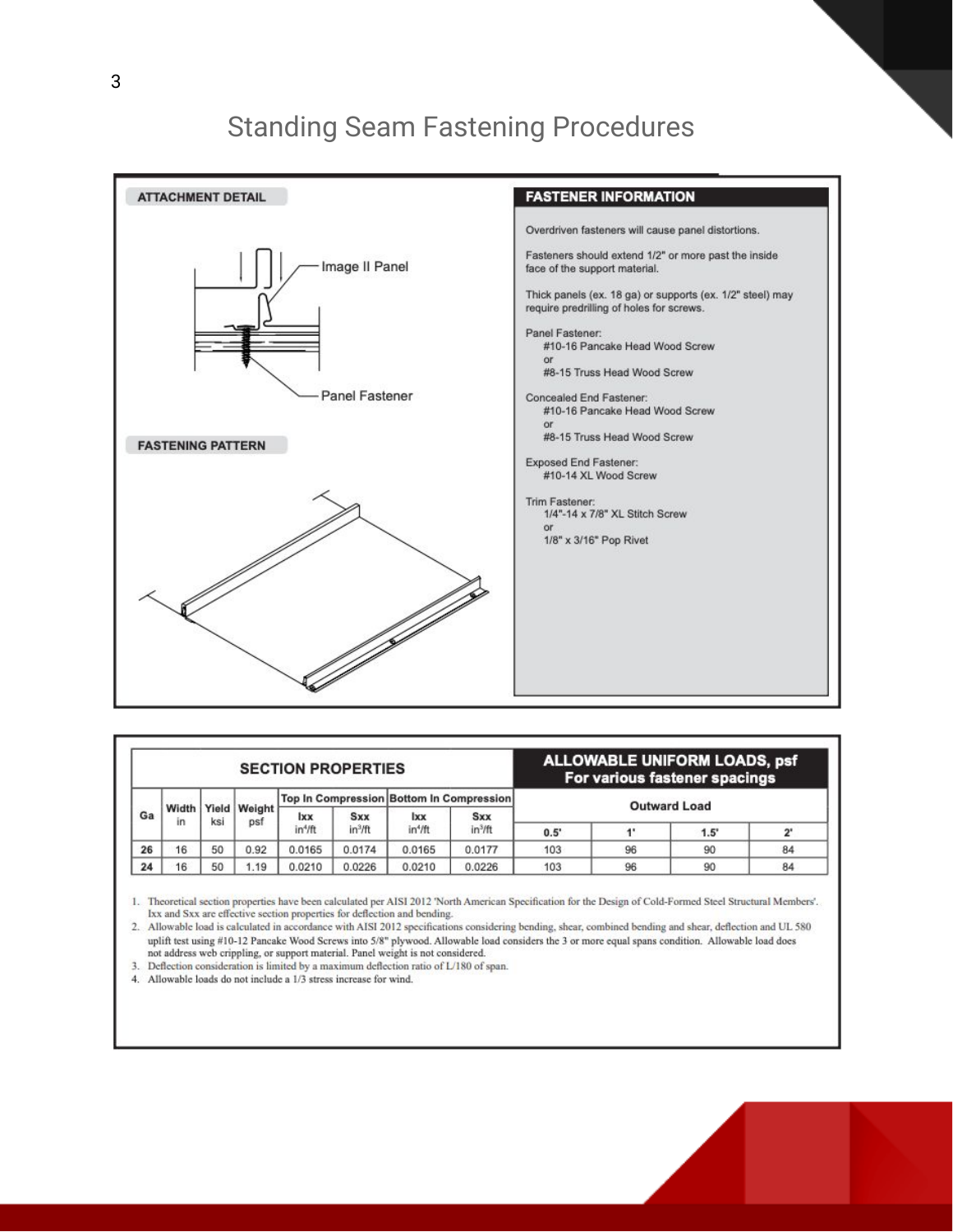# Standing Seam Fastening Procedures

## ATTACHMENT DETAIL

Image II Panel

Panel Fastener

## FASTENING PATTERN

## FASTENER INFORMATION

Overdriven fasteners will cause panel distortions.

Fasteners should extend 1/2" or more past the inside face of the support material.

Thick panels (ex. 18 ga) or supports (ex. 1/2" steel) may require predrilling of holes for screws.

Panel Fastener:
- #10-16 Pancake Head Wood Screw
- or
- #8-15 Truss Head Wood Screw

Concealed End Fastener:
- #10-16 Pancake Head Wood Screw
- or
- #8-15 Truss Head Wood Screw

Exposed End Fastener:
- #10-14 XL Wood Screw

Trim Fastener:
- 1/4"-14 x 7/8" XL Stitch Screw
- or
- 1/8" x 3/16" Pop Rivet

| SECTION PROPERTIES | | | | | | | | ALLOWABLE UNIFORM LOADS, psf For various fastener spacings | | | |
|---|---|---|---|---|---|---|---|---|---|---|---|
| Ga | Width in | Yield ksi | Weight psf | Top In Compression | | Bottom In Compression | | Outward Load | | | |
| | | | | Ixx $in^4/ft$ | Sxx $in^3/ft$ | Ixx $in^4/ft$ | Sxx $in^3/ft$ | 0.5' | 1' | 1.5' | 2' |
| 26 | 16 | 50 | 0.92 | 0.0165 | 0.0174 | 0.0165 | 0.0177 | 103 | 96 | 90 | 84 |
| 24 | 16 | 50 | 1.19 | 0.0210 | 0.0226 | 0.0210 | 0.0226 | 103 | 96 | 90 | 84 |

1. Theoretical section properties have been calculated per AISI 2012 'North American Specification for the Design of Cold-Formed Steel Structural Members'. Ixx and Sxx are effective section properties for deflection and bending.
2. Allowable load is calculated in accordance with AISI 2012 specifications considering bending, shear, combined bending and shear, deflection and UL 580 uplift test using #10-12 Pancake Wood Screws into 5/8" plywood. Allowable load considers the 3 or more equal spans condition. Allowable load does not address web crippling, or support material. Panel weight is not considered.
3. Deflection consideration is limited by a maximum deflection ratio of L/180 of span.
4. Allowable loads do not include a 1/3 stress increase for wind.